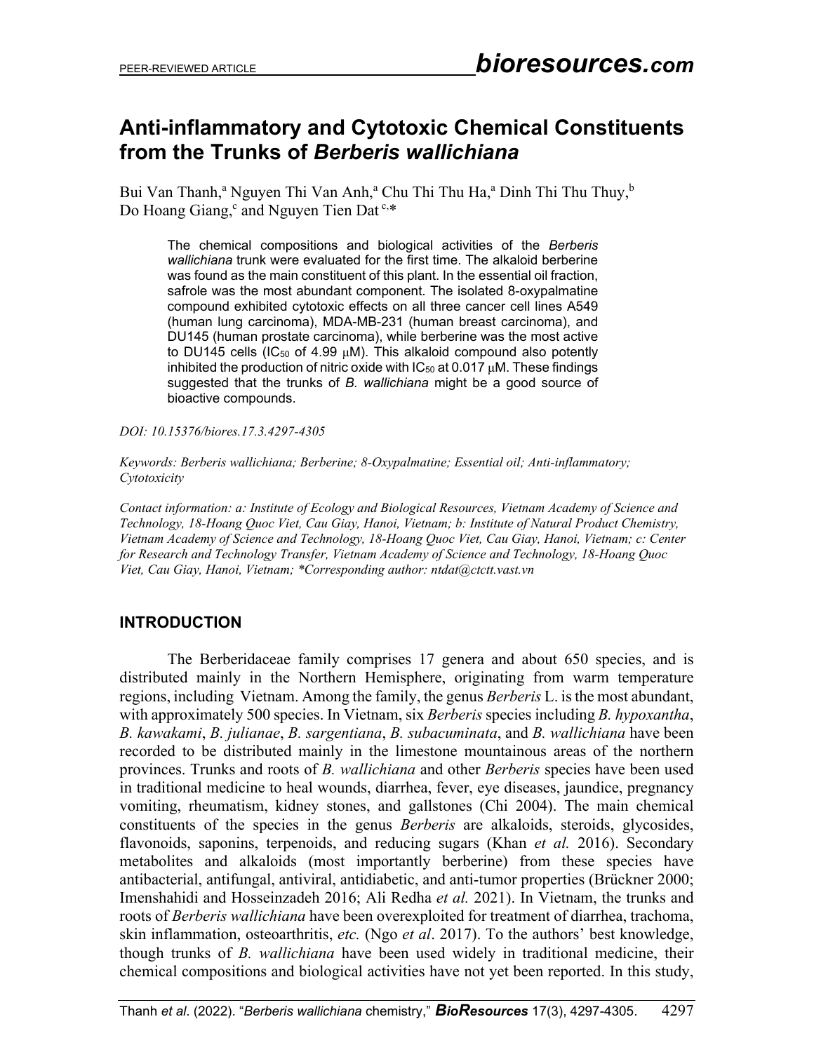# Anti-inflammatory and Cytotoxic Chemical Constituents from the Trunks of *Berberis wallichiana*

Bui Van Thanh,[a] Nguyen Thi Van Anh,[a] Chu Thi Thu Ha,[a] Dinh Thi Thu Thuy,[b] Do Hoang Giang,[c] and Nguyen Tien Dat [c,]*

> The chemical compositions and biological activities of the *Berberis wallichiana* trunk were evaluated for the first time. The alkaloid berberine was found as the main constituent of this plant. In the essential oil fraction, safrole was the most abundant component. The isolated 8-oxypalmatine compound exhibited cytotoxic effects on all three cancer cell lines A549 (human lung carcinoma), MDA-MB-231 (human breast carcinoma), and DU145 (human prostate carcinoma), while berberine was the most active to DU145 cells ($IC_{50}$ of 4.99 μM). This alkaloid compound also potently inhibited the production of nitric oxide with $IC_{50}$ at 0.017 μM. These findings suggested that the trunks of *B. wallichiana* might be a good source of bioactive compounds.

*DOI: 10.15376/biores.17.3.4297-4305*

*Keywords: Berberis wallichiana; Berberine; 8-Oxypalmatine; Essential oil; Anti-inflammatory; Cytotoxicity*

*Contact information: a: Institute of Ecology and Biological Resources, Vietnam Academy of Science and Technology, 18-Hoang Quoc Viet, Cau Giay, Hanoi, Vietnam; b: Institute of Natural Product Chemistry, Vietnam Academy of Science and Technology, 18-Hoang Quoc Viet, Cau Giay, Hanoi, Vietnam; c: Center for Research and Technology Transfer, Vietnam Academy of Science and Technology, 18-Hoang Quoc Viet, Cau Giay, Hanoi, Vietnam; *Corresponding author: ntdat@ctctt.vast.vn*

## INTRODUCTION

The Berberidaceae family comprises 17 genera and about 650 species, and is distributed mainly in the Northern Hemisphere, originating from warm temperature regions, including Vietnam. Among the family, the genus *Berberis* L. is the most abundant, with approximately 500 species. In Vietnam, six *Berberis* species including *B. hypoxantha*, *B. kawakami*, *B. julianae*, *B. sargentiana*, *B. subacuminata*, and *B. wallichiana* have been recorded to be distributed mainly in the limestone mountainous areas of the northern provinces. Trunks and roots of *B. wallichiana* and other *Berberis* species have been used in traditional medicine to heal wounds, diarrhea, fever, eye diseases, jaundice, pregnancy vomiting, rheumatism, kidney stones, and gallstones (Chi 2004). The main chemical constituents of the species in the genus *Berberis* are alkaloids, steroids, glycosides, flavonoids, saponins, terpenoids, and reducing sugars (Khan *et al.* 2016). Secondary metabolites and alkaloids (most importantly berberine) from these species have antibacterial, antifungal, antiviral, antidiabetic, and anti-tumor properties (Brückner 2000; Imenshahidi and Hosseinzadeh 2016; Ali Redha *et al.* 2021). In Vietnam, the trunks and roots of *Berberis wallichiana* have been overexploited for treatment of diarrhea, trachoma, skin inflammation, osteoarthritis, *etc.* (Ngo *et al*. 2017). To the authors' best knowledge, though trunks of *B. wallichiana* have been used widely in traditional medicine, their chemical compositions and biological activities have not yet been reported. In this study,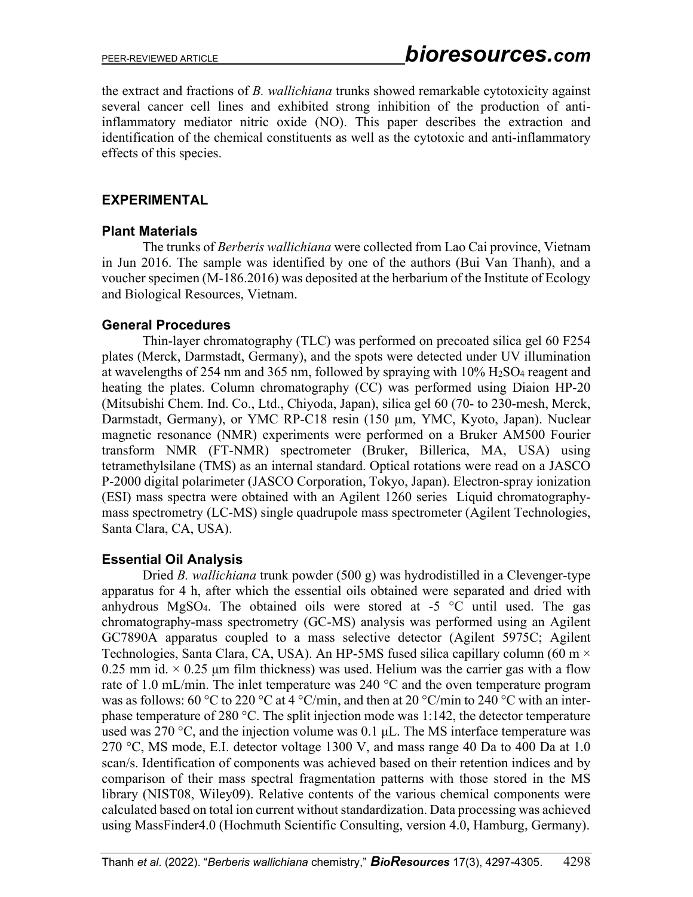the extract and fractions of *B. wallichiana* trunks showed remarkable cytotoxicity against several cancer cell lines and exhibited strong inhibition of the production of anti-inflammatory mediator nitric oxide (NO). This paper describes the extraction and identification of the chemical constituents as well as the cytotoxic and anti-inflammatory effects of this species.

## EXPERIMENTAL

### Plant Materials

The trunks of *Berberis wallichiana* were collected from Lao Cai province, Vietnam in Jun 2016. The sample was identified by one of the authors (Bui Van Thanh), and a voucher specimen (M-186.2016) was deposited at the herbarium of the Institute of Ecology and Biological Resources, Vietnam.

### General Procedures

Thin-layer chromatography (TLC) was performed on precoated silica gel 60 F254 plates (Merck, Darmstadt, Germany), and the spots were detected under UV illumination at wavelengths of 254 nm and 365 nm, followed by spraying with 10% $H_2SO_4$ reagent and heating the plates. Column chromatography (CC) was performed using Diaion HP-20 (Mitsubishi Chem. Ind. Co., Ltd., Chiyoda, Japan), silica gel 60 (70- to 230-mesh, Merck, Darmstadt, Germany), or YMC RP-C18 resin (150 µm, YMC, Kyoto, Japan). Nuclear magnetic resonance (NMR) experiments were performed on a Bruker AM500 Fourier transform NMR (FT-NMR) spectrometer (Bruker, Billerica, MA, USA) using tetramethylsilane (TMS) as an internal standard. Optical rotations were read on a JASCO P-2000 digital polarimeter (JASCO Corporation, Tokyo, Japan). Electron-spray ionization (ESI) mass spectra were obtained with an Agilent 1260 series Liquid chromatography-mass spectrometry (LC-MS) single quadrupole mass spectrometer (Agilent Technologies, Santa Clara, CA, USA).

### Essential Oil Analysis

Dried *B. wallichiana* trunk powder (500 g) was hydrodistilled in a Clevenger-type apparatus for 4 h, after which the essential oils obtained were separated and dried with anhydrous $MgSO_4$. The obtained oils were stored at -5 °C until used. The gas chromatography-mass spectrometry (GC-MS) analysis was performed using an Agilent GC7890A apparatus coupled to a mass selective detector (Agilent 5975C; Agilent Technologies, Santa Clara, CA, USA). An HP-5MS fused silica capillary column (60 m × 0.25 mm id. × 0.25 µm film thickness) was used. Helium was the carrier gas with a flow rate of 1.0 mL/min. The inlet temperature was 240 °C and the oven temperature program was as follows: 60 °C to 220 °C at 4 °C/min, and then at 20 °C/min to 240 °C with an inter-phase temperature of 280 °C. The split injection mode was 1:142, the detector temperature used was 270 °C, and the injection volume was 0.1 µL. The MS interface temperature was 270 °C, MS mode, E.I. detector voltage 1300 V, and mass range 40 Da to 400 Da at 1.0 scan/s. Identification of components was achieved based on their retention indices and by comparison of their mass spectral fragmentation patterns with those stored in the MS library (NIST08, Wiley09). Relative contents of the various chemical components were calculated based on total ion current without standardization. Data processing was achieved using MassFinder4.0 (Hochmuth Scientific Consulting, version 4.0, Hamburg, Germany).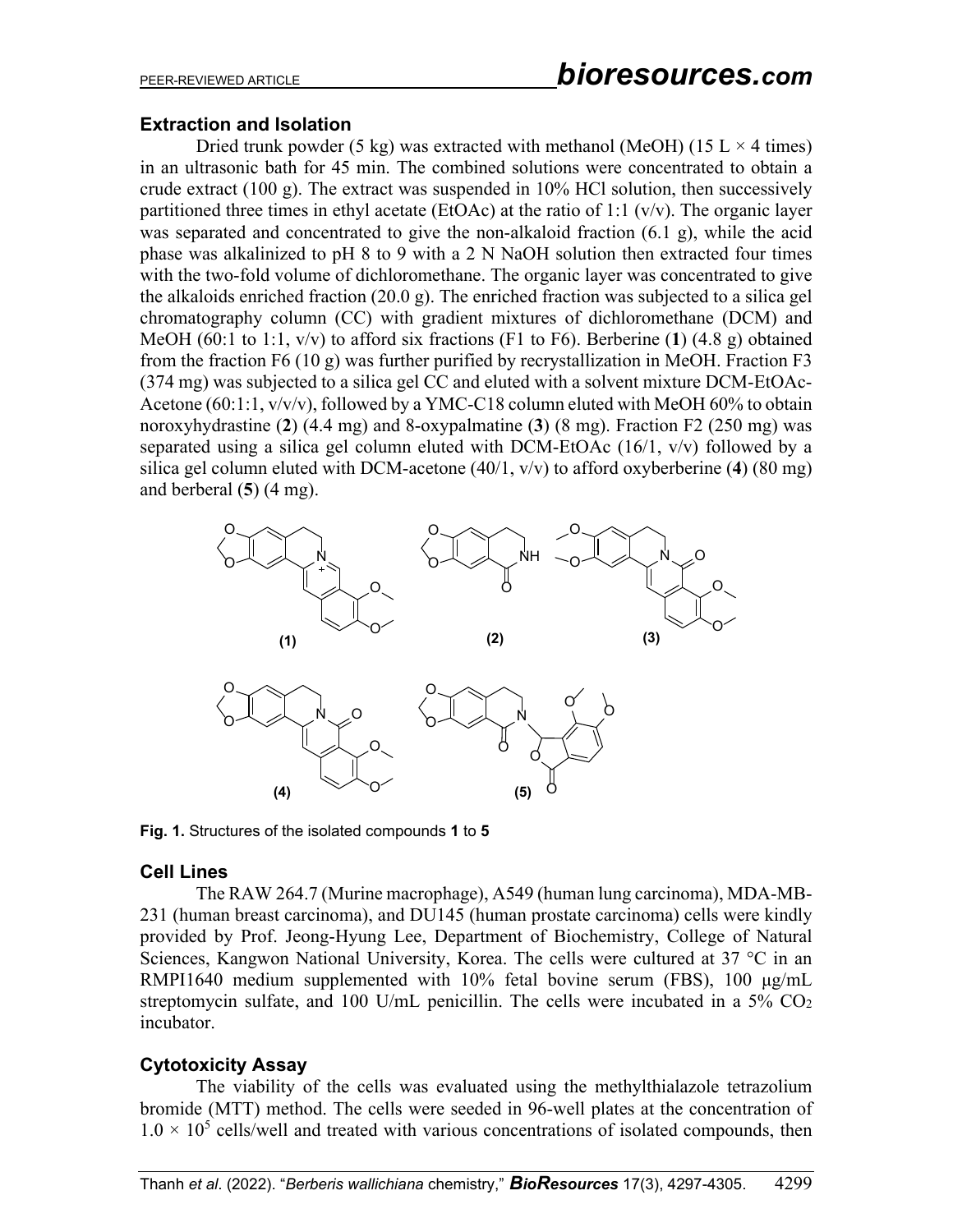### Extraction and Isolation

Dried trunk powder (5 kg) was extracted with methanol (MeOH) (15 L × 4 times) in an ultrasonic bath for 45 min. The combined solutions were concentrated to obtain a crude extract (100 g). The extract was suspended in 10% HCl solution, then successively partitioned three times in ethyl acetate (EtOAc) at the ratio of 1:1 (v/v). The organic layer was separated and concentrated to give the non-alkaloid fraction (6.1 g), while the acid phase was alkalinized to pH 8 to 9 with a 2 N NaOH solution then extracted four times with the two-fold volume of dichloromethane. The organic layer was concentrated to give the alkaloids enriched fraction (20.0 g). The enriched fraction was subjected to a silica gel chromatography column (CC) with gradient mixtures of dichloromethane (DCM) and MeOH (60:1 to 1:1, v/v) to afford six fractions (F1 to F6). Berberine (**1**) (4.8 g) obtained from the fraction F6 (10 g) was further purified by recrystallization in MeOH. Fraction F3 (374 mg) was subjected to a silica gel CC and eluted with a solvent mixture DCM-EtOAc-Acetone (60:1:1, v/v/v), followed by a YMC-C18 column eluted with MeOH 60% to obtain noroxyhydrastine (**2**) (4.4 mg) and 8-oxypalmatine (**3**) (8 mg). Fraction F2 (250 mg) was separated using a silica gel column eluted with DCM-EtOAc (16/1, v/v) followed by a silica gel column eluted with DCM-acetone (40/1, v/v) to afford oxyberberine (**4**) (80 mg) and berberal (**5**) (4 mg).

**Fig. 1.** Structures of the isolated compounds **1** to **5**

### Cell Lines

The RAW 264.7 (Murine macrophage), A549 (human lung carcinoma), MDA-MB-231 (human breast carcinoma), and DU145 (human prostate carcinoma) cells were kindly provided by Prof. Jeong-Hyung Lee, Department of Biochemistry, College of Natural Sciences, Kangwon National University, Korea. The cells were cultured at 37 °C in an RMPI1640 medium supplemented with 10% fetal bovine serum (FBS), 100 µg/mL streptomycin sulfate, and 100 U/mL penicillin. The cells were incubated in a 5% $CO_2$ incubator.

### Cytotoxicity Assay

The viability of the cells was evaluated using the methylthialazole tetrazolium bromide (MTT) method. The cells were seeded in 96-well plates at the concentration of $1.0 \times 10^5$ cells/well and treated with various concentrations of isolated compounds, then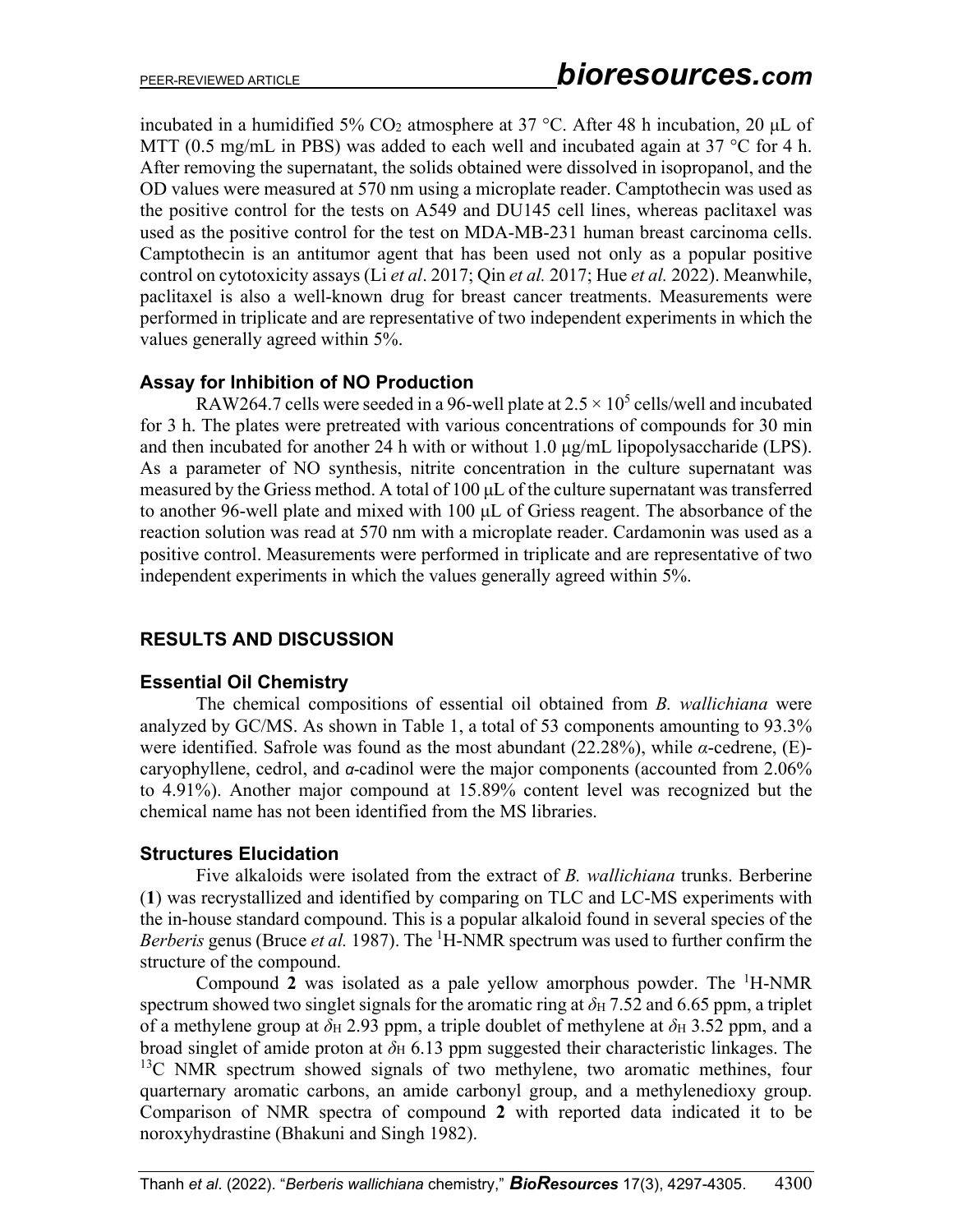incubated in a humidified 5% $CO_2$ atmosphere at 37 °C. After 48 h incubation, 20 μL of MTT (0.5 mg/mL in PBS) was added to each well and incubated again at 37 °C for 4 h. After removing the supernatant, the solids obtained were dissolved in isopropanol, and the OD values were measured at 570 nm using a microplate reader. Camptothecin was used as the positive control for the tests on A549 and DU145 cell lines, whereas paclitaxel was used as the positive control for the test on MDA-MB-231 human breast carcinoma cells. Camptothecin is an antitumor agent that has been used not only as a popular positive control on cytotoxicity assays (Li *et al*. 2017; Qin *et al.* 2017; Hue *et al.* 2022). Meanwhile, paclitaxel is also a well-known drug for breast cancer treatments. Measurements were performed in triplicate and are representative of two independent experiments in which the values generally agreed within 5%.

### Assay for Inhibition of NO Production

RAW264.7 cells were seeded in a 96-well plate at $2.5 \times 10^5$ cells/well and incubated for 3 h. The plates were pretreated with various concentrations of compounds for 30 min and then incubated for another 24 h with or without 1.0 μg/mL lipopolysaccharide (LPS). As a parameter of NO synthesis, nitrite concentration in the culture supernatant was measured by the Griess method. A total of 100 μL of the culture supernatant was transferred to another 96-well plate and mixed with 100 μL of Griess reagent. The absorbance of the reaction solution was read at 570 nm with a microplate reader. Cardamonin was used as a positive control. Measurements were performed in triplicate and are representative of two independent experiments in which the values generally agreed within 5%.

## RESULTS AND DISCUSSION

### Essential Oil Chemistry

The chemical compositions of essential oil obtained from *B. wallichiana* were analyzed by GC/MS. As shown in Table 1, a total of 53 components amounting to 93.3% were identified. Safrole was found as the most abundant (22.28%), while *α*-cedrene, (E)-caryophyllene, cedrol, and *α*-cadinol were the major components (accounted from 2.06% to 4.91%). Another major compound at 15.89% content level was recognized but the chemical name has not been identified from the MS libraries.

### Structures Elucidation

Five alkaloids were isolated from the extract of *B. wallichiana* trunks. Berberine (**1**) was recrystallized and identified by comparing on TLC and LC-MS experiments with the in-house standard compound. This is a popular alkaloid found in several species of the *Berberis* genus (Bruce *et al.* 1987). The $^1$H-NMR spectrum was used to further confirm the structure of the compound.

Compound **2** was isolated as a pale yellow amorphous powder. The $^1$H-NMR spectrum showed two singlet signals for the aromatic ring at $\delta_H$ 7.52 and 6.65 ppm, a triplet of a methylene group at $\delta_H$ 2.93 ppm, a triple doublet of methylene at $\delta_H$ 3.52 ppm, and a broad singlet of amide proton at $\delta_H$ 6.13 ppm suggested their characteristic linkages. The $^{13}$C NMR spectrum showed signals of two methylene, two aromatic methines, four quarternary aromatic carbons, an amide carbonyl group, and a methylenedioxy group. Comparison of NMR spectra of compound **2** with reported data indicated it to be noroxyhydrastine (Bhakuni and Singh 1982).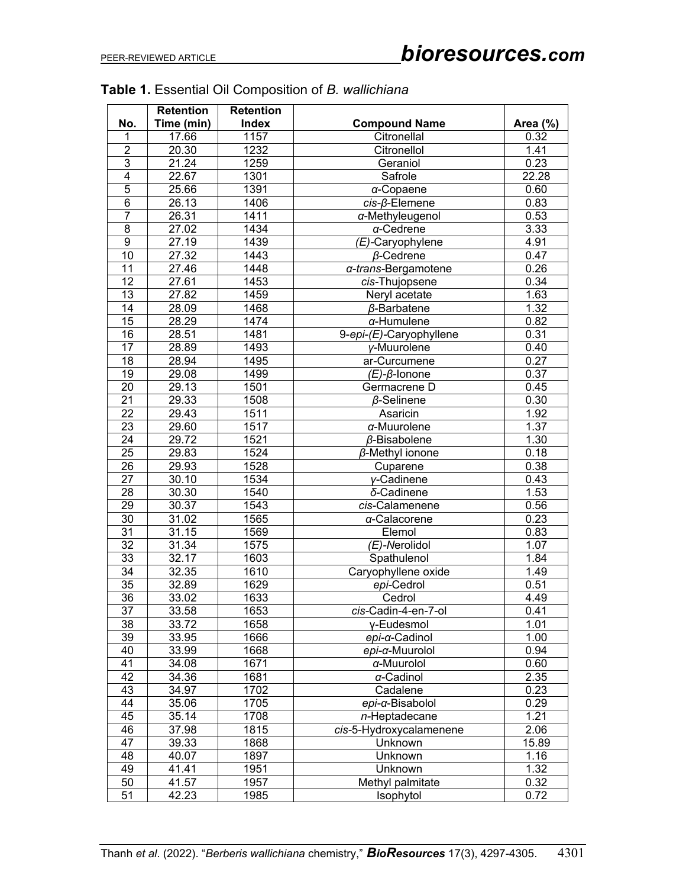**Table 1.** Essential Oil Composition of *B. wallichiana*

| No. | Retention Time (min) | Retention Index | Compound Name | Area (%) |
|---|---|---|---|---|
| 1 | 17.66 | 1157 | Citronellal | 0.32 |
| 2 | 20.30 | 1232 | Citronellol | 1.41 |
| 3 | 21.24 | 1259 | Geraniol | 0.23 |
| 4 | 22.67 | 1301 | Safrole | 22.28 |
| 5 | 25.66 | 1391 | *α*-Copaene | 0.60 |
| 6 | 26.13 | 1406 | *cis*-*β*-Elemene | 0.83 |
| 7 | 26.31 | 1411 | *α*-Methyleugenol | 0.53 |
| 8 | 27.02 | 1434 | *α*-Cedrene | 3.33 |
| 9 | 27.19 | 1439 | *(E)*-Caryophylene | 4.91 |
| 10 | 27.32 | 1443 | *β*-Cedrene | 0.47 |
| 11 | 27.46 | 1448 | *α*-*trans*-Bergamotene | 0.26 |
| 12 | 27.61 | 1453 | *cis*-Thujopsene | 0.34 |
| 13 | 27.82 | 1459 | Neryl acetate | 1.63 |
| 14 | 28.09 | 1468 | *β*-Barbatene | 1.32 |
| 15 | 28.29 | 1474 | *α*-Humulene | 0.82 |
| 16 | 28.51 | 1481 | 9-*epi*-*(E)*-Caryophyllene | 0.31 |
| 17 | 28.89 | 1493 | *γ*-Muurolene | 0.40 |
| 18 | 28.94 | 1495 | ar-Curcumene | 0.27 |
| 19 | 29.08 | 1499 | *(E)*-*β*-Ionone | 0.37 |
| 20 | 29.13 | 1501 | Germacrene D | 0.45 |
| 21 | 29.33 | 1508 | *β*-Selinene | 0.30 |
| 22 | 29.43 | 1511 | Asaricin | 1.92 |
| 23 | 29.60 | 1517 | *α*-Muurolene | 1.37 |
| 24 | 29.72 | 1521 | *β*-Bisabolene | 1.30 |
| 25 | 29.83 | 1524 | *β*-Methyl ionone | 0.18 |
| 26 | 29.93 | 1528 | Cuparene | 0.38 |
| 27 | 30.10 | 1534 | *γ*-Cadinene | 0.43 |
| 28 | 30.30 | 1540 | *δ*-Cadinene | 1.53 |
| 29 | 30.37 | 1543 | *cis*-Calamenene | 0.56 |
| 30 | 31.02 | 1565 | *α*-Calacorene | 0.23 |
| 31 | 31.15 | 1569 | Elemol | 0.83 |
| 32 | 31.34 | 1575 | *(E)*-*N*erolidol | 1.07 |
| 33 | 32.17 | 1603 | Spathulenol | 1.84 |
| 34 | 32.35 | 1610 | Caryophyllene oxide | 1.49 |
| 35 | 32.89 | 1629 | *epi*-Cedrol | 0.51 |
| 36 | 33.02 | 1633 | Cedrol | 4.49 |
| 37 | 33.58 | 1653 | *cis*-Cadin-4-en-7-ol | 0.41 |
| 38 | 33.72 | 1658 | γ-Eudesmol | 1.01 |
| 39 | 33.95 | 1666 | *epi*-*α*-Cadinol | 1.00 |
| 40 | 33.99 | 1668 | *epi*-*α*-Muurolol | 0.94 |
| 41 | 34.08 | 1671 | *α*-Muurolol | 0.60 |
| 42 | 34.36 | 1681 | *α*-Cadinol | 2.35 |
| 43 | 34.97 | 1702 | Cadalene | 0.23 |
| 44 | 35.06 | 1705 | *epi*-*α*-Bisabolol | 0.29 |
| 45 | 35.14 | 1708 | *n*-Heptadecane | 1.21 |
| 46 | 37.98 | 1815 | *cis*-5-Hydroxycalamenene | 2.06 |
| 47 | 39.33 | 1868 | Unknown | 15.89 |
| 48 | 40.07 | 1897 | Unknown | 1.16 |
| 49 | 41.41 | 1951 | Unknown | 1.32 |
| 50 | 41.57 | 1957 | Methyl palmitate | 0.32 |
| 51 | 42.23 | 1985 | Isophytol | 0.72 |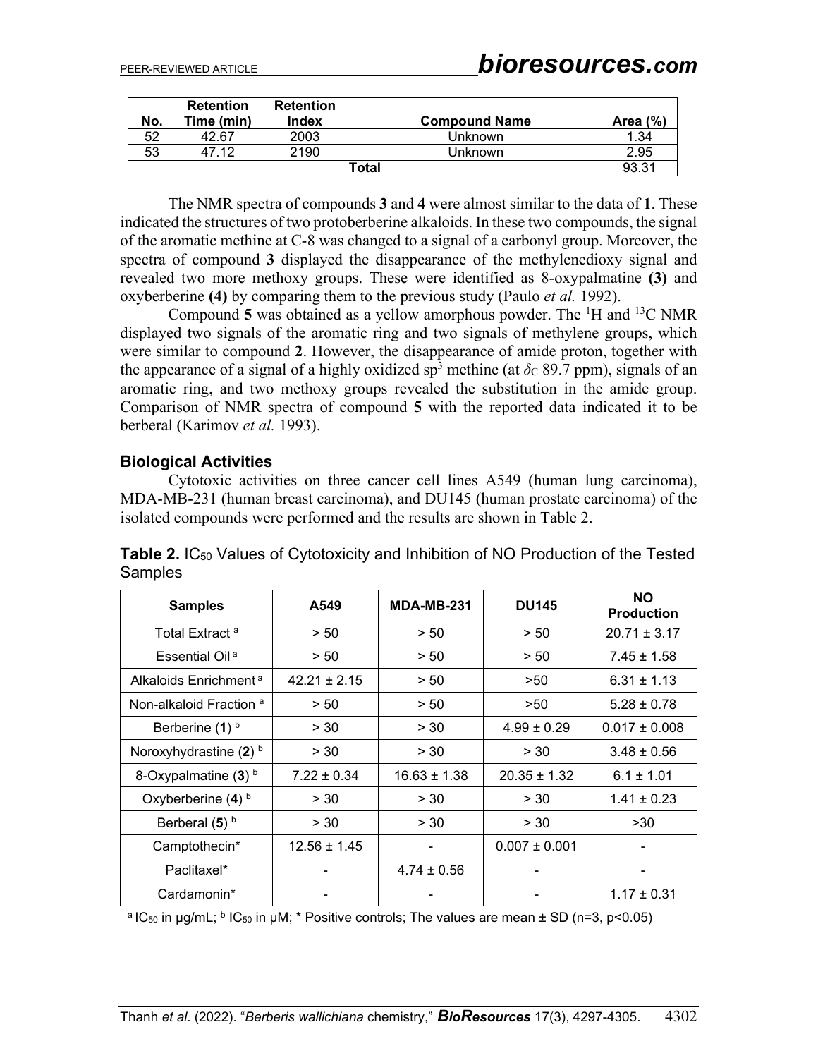| No. | Retention Time (min) | Retention Index | Compound Name | Area (%) |
|---|---|---|---|---|
| 52 | 42.67 | 2003 | Unknown | 1.34 |
| 53 | 47.12 | 2190 | Unknown | 2.95 |
| Total | | | | 93.31 |

The NMR spectra of compounds **3** and **4** were almost similar to the data of **1**. These indicated the structures of two protoberberine alkaloids. In these two compounds, the signal of the aromatic methine at C-8 was changed to a signal of a carbonyl group. Moreover, the spectra of compound **3** displayed the disappearance of the methylenedioxy signal and revealed two more methoxy groups. These were identified as 8-oxypalmatine **(3)** and oxyberberine **(4)** by comparing them to the previous study (Paulo *et al.* 1992).

Compound **5** was obtained as a yellow amorphous powder. The $^{1}H$ and $^{13}C$ NMR displayed two signals of the aromatic ring and two signals of methylene groups, which were similar to compound **2**. However, the disappearance of amide proton, together with the appearance of a signal of a highly oxidized $sp^3$ methine (at $\delta_C$ 89.7 ppm), signals of an aromatic ring, and two methoxy groups revealed the substitution in the amide group. Comparison of NMR spectra of compound **5** with the reported data indicated it to be berberal (Karimov *et al.* 1993).

### Biological Activities

Cytotoxic activities on three cancer cell lines A549 (human lung carcinoma), MDA-MB-231 (human breast carcinoma), and DU145 (human prostate carcinoma) of the isolated compounds were performed and the results are shown in Table 2.

**Table 2.** $IC_{50}$ Values of Cytotoxicity and Inhibition of NO Production of the Tested Samples

| Samples | A549 | MDA-MB-231 | DU145 | NO Production |
|---|---|---|---|---|
| Total Extract [a] | > 50 | > 50 | > 50 | 20.71 ± 3.17 |
| Essential Oil [a] | > 50 | > 50 | > 50 | 7.45 ± 1.58 |
| Alkaloids Enrichment [a] | 42.21 ± 2.15 | > 50 | >50 | 6.31 ± 1.13 |
| Non-alkaloid Fraction [a] | > 50 | > 50 | >50 | 5.28 ± 0.78 |
| Berberine (**1**) [b] | > 30 | > 30 | 4.99 ± 0.29 | 0.017 ± 0.008 |
| Noroxyhydrastine (**2**) [b] | > 30 | > 30 | > 30 | 3.48 ± 0.56 |
| 8-Oxypalmatine (**3**) [b] | 7.22 ± 0.34 | 16.63 ± 1.38 | 20.35 ± 1.32 | 6.1 ± 1.01 |
| Oxyberberine (**4**) [b] | > 30 | > 30 | > 30 | 1.41 ± 0.23 |
| Berberal (**5**) [b] | > 30 | > 30 | > 30 | >30 |
| Camptothecin* | 12.56 ± 1.45 | - | 0.007 ± 0.001 | - |
| Paclitaxel* | - | 4.74 ± 0.56 | - | - |
| Cardamonin* | - | - | - | 1.17 ± 0.31 |

[a] $IC_{50}$ in μg/mL; [b] $IC_{50}$ in μM; * Positive controls; The values are mean ± SD (n=3, $p<0.05$)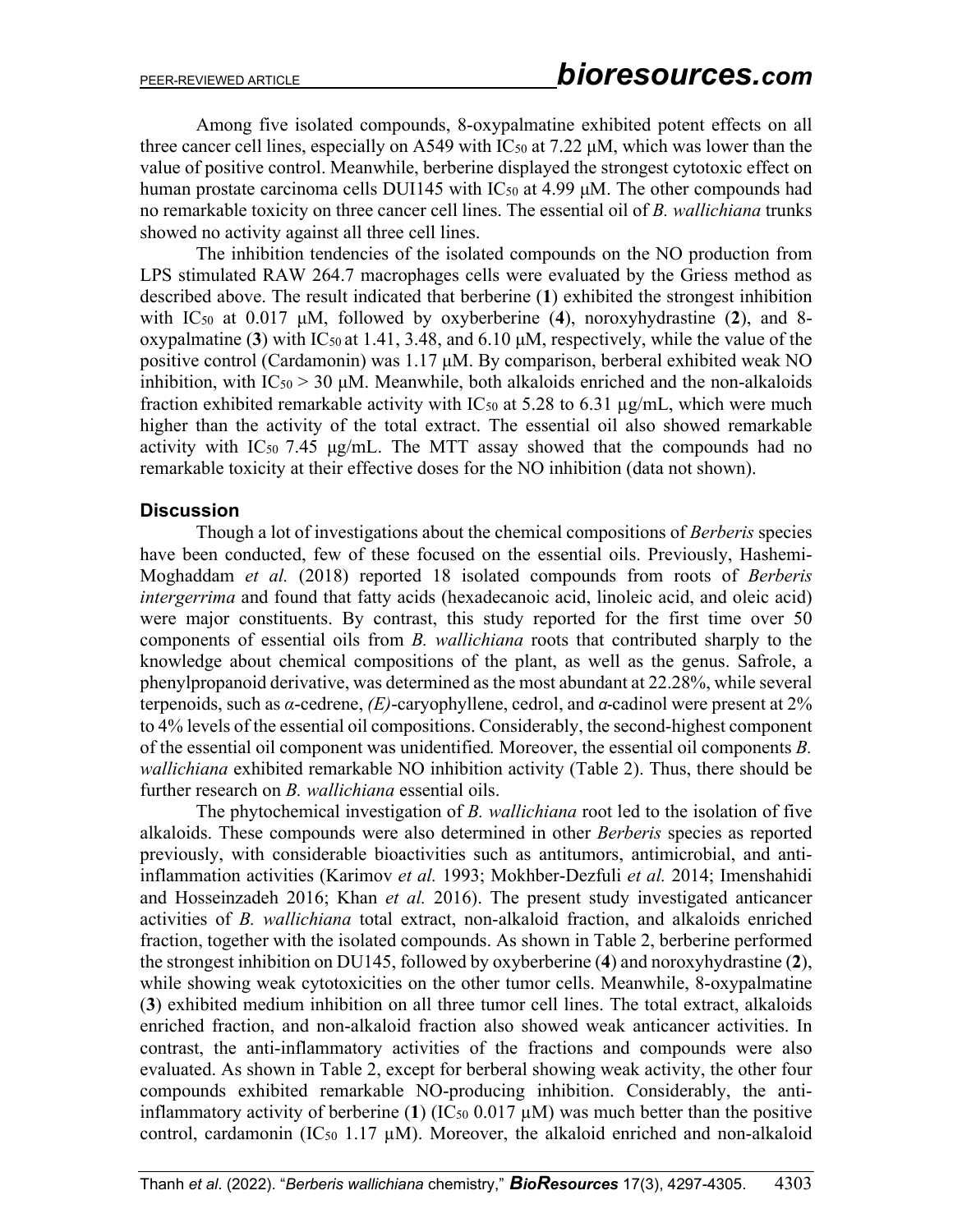Among five isolated compounds, 8-oxypalmatine exhibited potent effects on all three cancer cell lines, especially on A549 with $IC_{50}$ at 7.22 μM, which was lower than the value of positive control. Meanwhile, berberine displayed the strongest cytotoxic effect on human prostate carcinoma cells DUI145 with $IC_{50}$ at 4.99 μM. The other compounds had no remarkable toxicity on three cancer cell lines. The essential oil of *B. wallichiana* trunks showed no activity against all three cell lines.

The inhibition tendencies of the isolated compounds on the NO production from LPS stimulated RAW 264.7 macrophages cells were evaluated by the Griess method as described above. The result indicated that berberine (**1**) exhibited the strongest inhibition with $IC_{50}$ at 0.017 μM, followed by oxyberberine (**4**), noroxyhydrastine (**2**), and 8-oxypalmatine (**3**) with $IC_{50}$ at 1.41, 3.48, and 6.10 μM, respectively, while the value of the positive control (Cardamonin) was 1.17 μM. By comparison, berberal exhibited weak NO inhibition, with $IC_{50}$ > 30 μM. Meanwhile, both alkaloids enriched and the non-alkaloids fraction exhibited remarkable activity with $IC_{50}$ at 5.28 to 6.31 μg/mL, which were much higher than the activity of the total extract. The essential oil also showed remarkable activity with $IC_{50}$ 7.45 μg/mL. The MTT assay showed that the compounds had no remarkable toxicity at their effective doses for the NO inhibition (data not shown).

## Discussion

Though a lot of investigations about the chemical compositions of *Berberis* species have been conducted, few of these focused on the essential oils. Previously, Hashemi-Moghaddam *et al.* (2018) reported 18 isolated compounds from roots of *Berberis intergerrima* and found that fatty acids (hexadecanoic acid, linoleic acid, and oleic acid) were major constituents. By contrast, this study reported for the first time over 50 components of essential oils from *B. wallichiana* roots that contributed sharply to the knowledge about chemical compositions of the plant, as well as the genus. Safrole, a phenylpropanoid derivative, was determined as the most abundant at 22.28%, while several terpenoids, such as *α*-cedrene, *(E)*-caryophyllene, cedrol, and *α*-cadinol were present at 2% to 4% levels of the essential oil compositions. Considerably, the second-highest component of the essential oil component was unidentified. Moreover, the essential oil components *B. wallichiana* exhibited remarkable NO inhibition activity (Table 2). Thus, there should be further research on *B. wallichiana* essential oils.

The phytochemical investigation of *B. wallichiana* root led to the isolation of five alkaloids. These compounds were also determined in other *Berberis* species as reported previously, with considerable bioactivities such as antitumors, antimicrobial, and anti-inflammation activities (Karimov *et al.* 1993; Mokhber-Dezfuli *et al.* 2014; Imenshahidi and Hosseinzadeh 2016; Khan *et al.* 2016). The present study investigated anticancer activities of *B. wallichiana* total extract, non-alkaloid fraction, and alkaloids enriched fraction, together with the isolated compounds. As shown in Table 2, berberine performed the strongest inhibition on DU145, followed by oxyberberine (**4**) and noroxyhydrastine (**2**), while showing weak cytotoxicities on the other tumor cells. Meanwhile, 8-oxypalmatine (**3**) exhibited medium inhibition on all three tumor cell lines. The total extract, alkaloids enriched fraction, and non-alkaloid fraction also showed weak anticancer activities. In contrast, the anti-inflammatory activities of the fractions and compounds were also evaluated. As shown in Table 2, except for berberal showing weak activity, the other four compounds exhibited remarkable NO-producing inhibition. Considerably, the anti-inflammatory activity of berberine (**1**) ($IC_{50}$ 0.017 μM) was much better than the positive control, cardamonin ($IC_{50}$ 1.17 μM). Moreover, the alkaloid enriched and non-alkaloid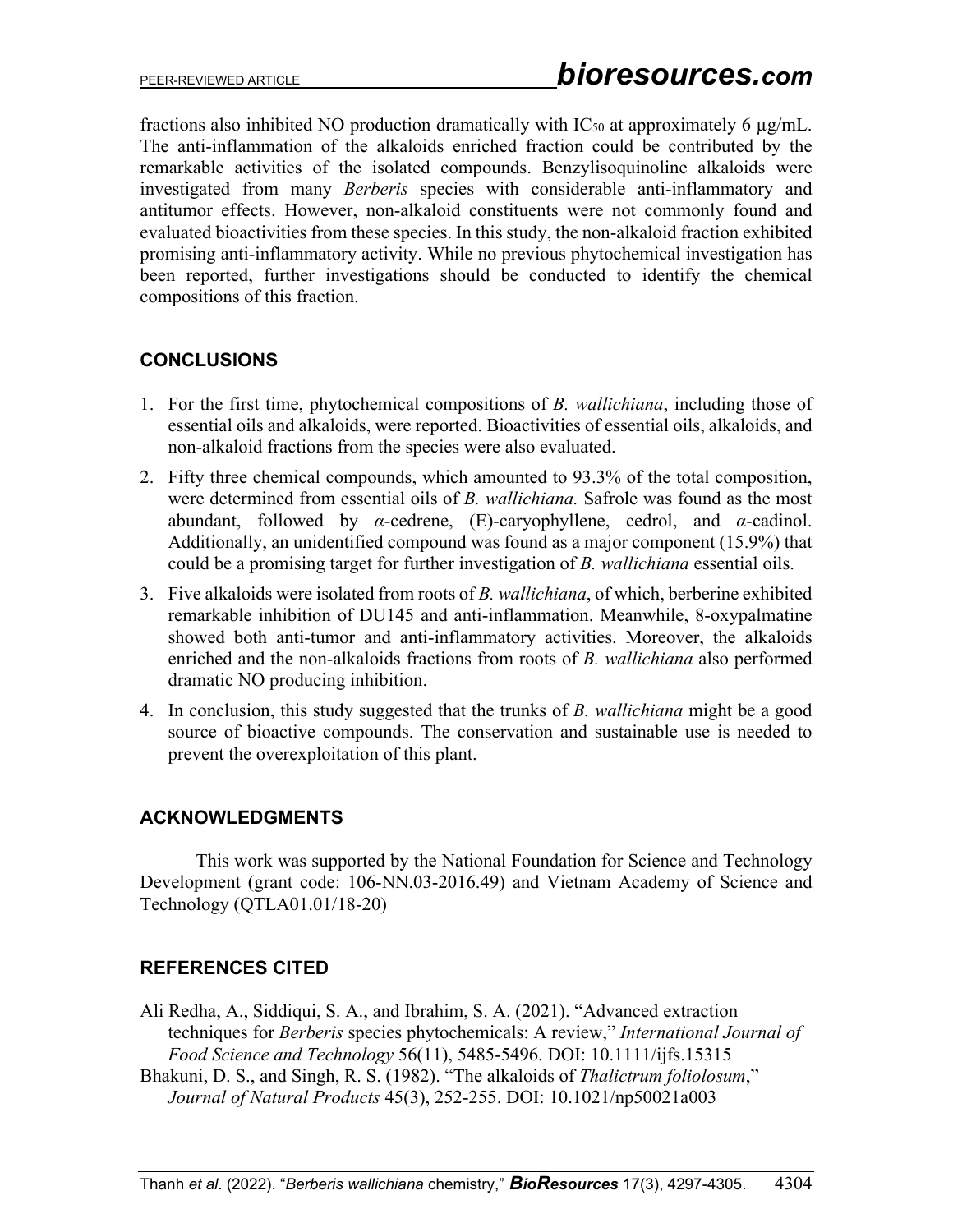fractions also inhibited NO production dramatically with $IC_{50}$ at approximately 6 µg/mL. The anti-inflammation of the alkaloids enriched fraction could be contributed by the remarkable activities of the isolated compounds. Benzylisoquinoline alkaloids were investigated from many *Berberis* species with considerable anti-inflammatory and antitumor effects. However, non-alkaloid constituents were not commonly found and evaluated bioactivities from these species. In this study, the non-alkaloid fraction exhibited promising anti-inflammatory activity. While no previous phytochemical investigation has been reported, further investigations should be conducted to identify the chemical compositions of this fraction.

## CONCLUSIONS

1. For the first time, phytochemical compositions of *B. wallichiana*, including those of essential oils and alkaloids, were reported. Bioactivities of essential oils, alkaloids, and non-alkaloid fractions from the species were also evaluated.
2. Fifty three chemical compounds, which amounted to 93.3% of the total composition, were determined from essential oils of *B. wallichiana.* Safrole was found as the most abundant, followed by *α*-cedrene, (E)-caryophyllene, cedrol, and *α*-cadinol. Additionally, an unidentified compound was found as a major component (15.9%) that could be a promising target for further investigation of *B. wallichiana* essential oils.
3. Five alkaloids were isolated from roots of *B. wallichiana*, of which, berberine exhibited remarkable inhibition of DU145 and anti-inflammation. Meanwhile, 8-oxypalmatine showed both anti-tumor and anti-inflammatory activities. Moreover, the alkaloids enriched and the non-alkaloids fractions from roots of *B. wallichiana* also performed dramatic NO producing inhibition.
4. In conclusion, this study suggested that the trunks of *B. wallichiana* might be a good source of bioactive compounds. The conservation and sustainable use is needed to prevent the overexploitation of this plant.

## ACKNOWLEDGMENTS

This work was supported by the National Foundation for Science and Technology Development (grant code: 106-NN.03-2016.49) and Vietnam Academy of Science and Technology (QTLA01.01/18-20)

## REFERENCES CITED

Ali Redha, A., Siddiqui, S. A., and Ibrahim, S. A. (2021). "Advanced extraction techniques for *Berberis* species phytochemicals: A review," *International Journal of Food Science and Technology* 56(11), 5485-5496. DOI: 10.1111/ijfs.15315

Bhakuni, D. S., and Singh, R. S. (1982). "The alkaloids of *Thalictrum foliolosum*," *Journal of Natural Products* 45(3), 252-255. DOI: 10.1021/np50021a003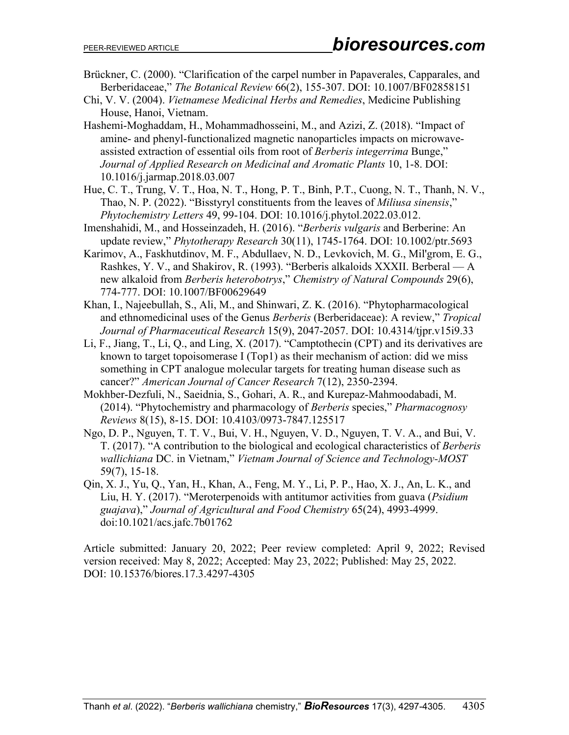Brückner, C. (2000). "Clarification of the carpel number in Papaverales, Capparales, and Berberidaceae," *The Botanical Review* 66(2), 155-307. DOI: 10.1007/BF02858151

Chi, V. V. (2004). *Vietnamese Medicinal Herbs and Remedies*, Medicine Publishing House, Hanoi, Vietnam.

Hashemi-Moghaddam, H., Mohammadhosseini, M., and Azizi, Z. (2018). "Impact of amine- and phenyl-functionalized magnetic nanoparticles impacts on microwave-assisted extraction of essential oils from root of *Berberis integerrima* Bunge," *Journal of Applied Research on Medicinal and Aromatic Plants* 10, 1-8. DOI: 10.1016/j.jarmap.2018.03.007

Hue, C. T., Trung, V. T., Hoa, N. T., Hong, P. T., Binh, P.T., Cuong, N. T., Thanh, N. V., Thao, N. P. (2022). "Bisstyryl constituents from the leaves of *Miliusa sinensis*," *Phytochemistry Letters* 49, 99-104. DOI: 10.1016/j.phytol.2022.03.012.

Imenshahidi, M., and Hosseinzadeh, H. (2016). "*Berberis vulgaris* and Berberine: An update review," *Phytotherapy Research* 30(11), 1745-1764. DOI: 10.1002/ptr.5693

Karimov, A., Faskhutdinov, M. F., Abdullaev, N. D., Levkovich, M. G., Mil'grom, E. G., Rashkes, Y. V., and Shakirov, R. (1993). "Berberis alkaloids XXXII. Berberal — A new alkaloid from *Berberis heterobotrys*," *Chemistry of Natural Compounds* 29(6), 774-777. DOI: 10.1007/BF00629649

Khan, I., Najeebullah, S., Ali, M., and Shinwari, Z. K. (2016). "Phytopharmacological and ethnomedicinal uses of the Genus *Berberis* (Berberidaceae): A review," *Tropical Journal of Pharmaceutical Research* 15(9), 2047-2057. DOI: 10.4314/tjpr.v15i9.33

Li, F., Jiang, T., Li, Q., and Ling, X. (2017). "Camptothecin (CPT) and its derivatives are known to target topoisomerase I (Top1) as their mechanism of action: did we miss something in CPT analogue molecular targets for treating human disease such as cancer?" *American Journal of Cancer Research* 7(12), 2350-2394.

Mokhber-Dezfuli, N., Saeidnia, S., Gohari, A. R., and Kurepaz-Mahmoodabadi, M. (2014). "Phytochemistry and pharmacology of *Berberis* species," *Pharmacognosy Reviews* 8(15), 8-15. DOI: 10.4103/0973-7847.125517

Ngo, D. P., Nguyen, T. T. V., Bui, V. H., Nguyen, V. D., Nguyen, T. V. A., and Bui, V. T. (2017). "A contribution to the biological and ecological characteristics of *Berberis wallichiana* DC. in Vietnam," *Vietnam Journal of Science and Technology-MOST* 59(7), 15-18.

Qin, X. J., Yu, Q., Yan, H., Khan, A., Feng, M. Y., Li, P. P., Hao, X. J., An, L. K., and Liu, H. Y. (2017). "Meroterpenoids with antitumor activities from guava (*Psidium guajava*)," *Journal of Agricultural and Food Chemistry* 65(24), 4993-4999. doi:10.1021/acs.jafc.7b01762

Article submitted: January 20, 2022; Peer review completed: April 9, 2022; Revised version received: May 8, 2022; Accepted: May 23, 2022; Published: May 25, 2022.
DOI: 10.15376/biores.17.3.4297-4305